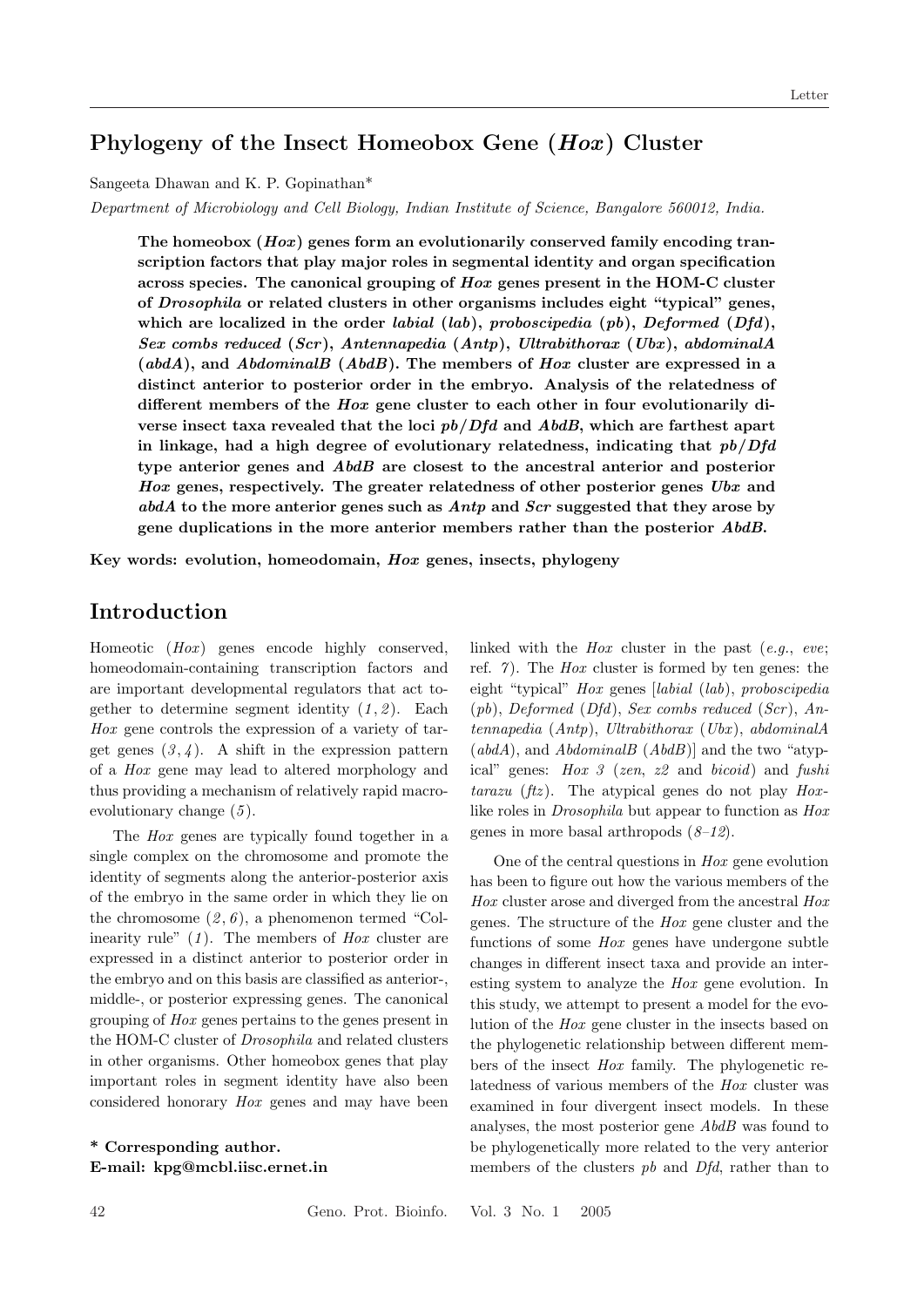# Phylogeny of the Insect Homeobox Gene (*Hox*) Cluster

Sangeeta Dhawan and K. P. Gopinathan*

*Department of Microbiology and Cell Biology, Indian Institute of Science, Bangalore 560012, India.*

**The homeobox (*Hox*) genes form an evolutionarily conserved family encoding transcription factors that play major roles in segmental identity and organ specification across species. The canonical grouping of *Hox* genes present in the HOM-C cluster of *Drosophila* or related clusters in other organisms includes eight "typical" genes, which are localized in the order *labial* (*lab*), *proboscipedia* (*pb*), *Deformed* (*Dfd*), *Sex combs reduced* (*Scr*), *Antennapedia* (*Antp*), *Ultrabithorax* (*Ubx*), *abdominalA* (*abdA*), and *AbdominalB* (*AbdB*). The members of *Hox* cluster are expressed in a distinct anterior to posterior order in the embryo. Analysis of the relatedness of different members of the *Hox* gene cluster to each other in four evolutionarily diverse insect taxa revealed that the loci *pb*/*Dfd* and *AbdB*, which are farthest apart in linkage, had a high degree of evolutionary relatedness, indicating that *pb*/*Dfd* type anterior genes and *AbdB* are closest to the ancestral anterior and posterior *Hox* genes, respectively. The greater relatedness of other posterior genes *Ubx* and *abdA* to the more anterior genes such as *Antp* and *Scr* suggested that they arose by gene duplications in the more anterior members rather than the posterior *AbdB*.**

**Key words: evolution, homeodomain, *Hox* genes, insects, phylogeny**

## Introduction

Homeotic (*Hox*) genes encode highly conserved, homeodomain-containing transcription factors and are important developmental regulators that act together to determine segment identity (*1*, *2*). Each *Hox* gene controls the expression of a variety of target genes (*3*, *4*). A shift in the expression pattern of a *Hox* gene may lead to altered morphology and thus providing a mechanism of relatively rapid macroevolutionary change (*5*).

The *Hox* genes are typically found together in a single complex on the chromosome and promote the identity of segments along the anterior-posterior axis of the embryo in the same order in which they lie on the chromosome (*2*, *6*), a phenomenon termed "Colinearity rule" (*1*). The members of *Hox* cluster are expressed in a distinct anterior to posterior order in the embryo and on this basis are classified as anterior-, middle-, or posterior expressing genes. The canonical grouping of *Hox* genes pertains to the genes present in the HOM-C cluster of *Drosophila* and related clusters in other organisms. Other homeobox genes that play important roles in segment identity have also been considered honorary *Hox* genes and may have been linked with the *Hox* cluster in the past (*e.g.*, *eve*; ref. *7*). The *Hox* cluster is formed by ten genes: the eight "typical" *Hox* genes [*labial* (*lab*), *proboscipedia* (*pb*), *Deformed* (*Dfd*), *Sex combs reduced* (*Scr*), *Antennapedia* (*Antp*), *Ultrabithorax* (*Ubx*), *abdominalA* (*abdA*), and *AbdominalB* (*AbdB*)] and the two "atypical" genes: *Hox 3* (*zen*, *z2* and *bicoid*) and *fushi tarazu* (*ftz*). The atypical genes do not play *Hox*-like roles in *Drosophila* but appear to function as *Hox* genes in more basal arthropods (*8*–*12*).

One of the central questions in *Hox* gene evolution has been to figure out how the various members of the *Hox* cluster arose and diverged from the ancestral *Hox* genes. The structure of the *Hox* gene cluster and the functions of some *Hox* genes have undergone subtle changes in different insect taxa and provide an interesting system to analyze the *Hox* gene evolution. In this study, we attempt to present a model for the evolution of the *Hox* gene cluster in the insects based on the phylogenetic relationship between different members of the insect *Hox* family. The phylogenetic relatedness of various members of the *Hox* cluster was examined in four divergent insect models. In these analyses, the most posterior gene *AbdB* was found to be phylogenetically more related to the very anterior members of the clusters *pb* and *Dfd*, rather than to

**\* Corresponding author.**
**E-mail: kpg@mcbl.iisc.ernet.in**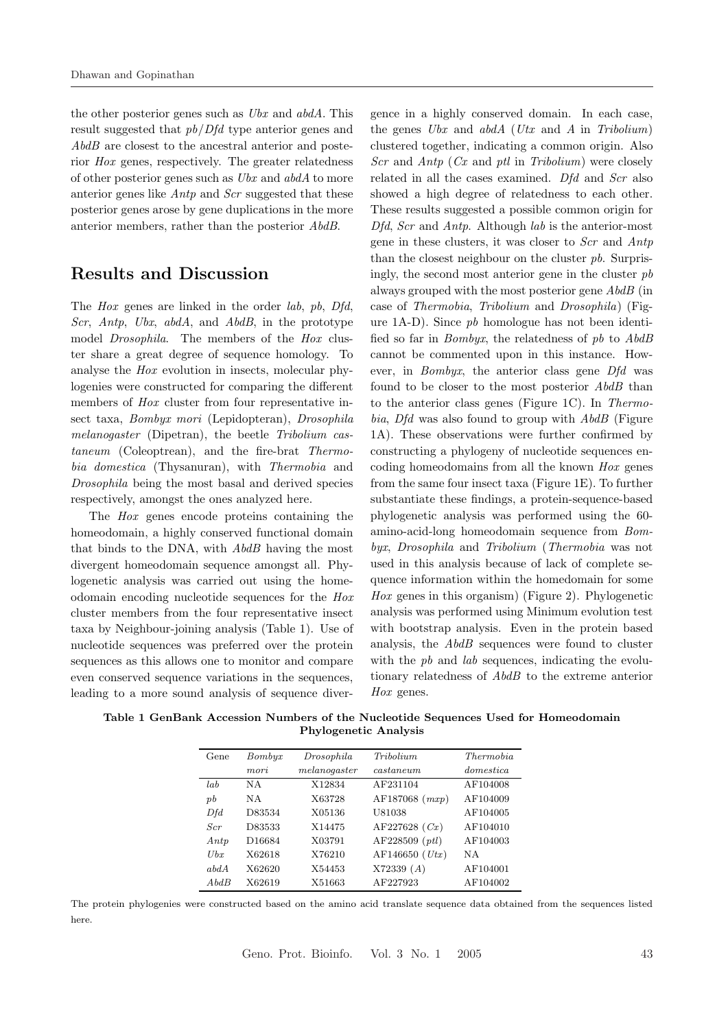the other posterior genes such as *Ubx* and *abdA*. This result suggested that *pb*/*Dfd* type anterior genes and *AbdB* are closest to the ancestral anterior and posterior *Hox* genes, respectively. The greater relatedness of other posterior genes such as *Ubx* and *abdA* to more anterior genes like *Antp* and *Scr* suggested that these posterior genes arose by gene duplications in the more anterior members, rather than the posterior *AbdB*.

## Results and Discussion

The *Hox* genes are linked in the order *lab*, *pb*, *Dfd*, *Scr*, *Antp*, *Ubx*, *abdA*, and *AbdB*, in the prototype model *Drosophila*. The members of the *Hox* cluster share a great degree of sequence homology. To analyse the *Hox* evolution in insects, molecular phylogenies were constructed for comparing the different members of *Hox* cluster from four representative insect taxa, *Bombyx mori* (Lepidopteran), *Drosophila melanogaster* (Dipetran), the beetle *Tribolium castaneum* (Coleoptrean), and the fire-brat *Thermobia domestica* (Thysanuran), with *Thermobia* and *Drosophila* being the most basal and derived species respectively, amongst the ones analyzed here.

The *Hox* genes encode proteins containing the homeodomain, a highly conserved functional domain that binds to the DNA, with *AbdB* having the most divergent homeodomain sequence amongst all. Phylogenetic analysis was carried out using the homeodomain encoding nucleotide sequences for the *Hox* cluster members from the four representative insect taxa by Neighbour-joining analysis (Table 1). Use of nucleotide sequences was preferred over the protein sequences as this allows one to monitor and compare even conserved sequence variations in the sequences, leading to a more sound analysis of sequence divergence in a highly conserved domain. In each case, the genes *Ubx* and *abdA* (*Utx* and *A* in *Tribolium*) clustered together, indicating a common origin. Also *Scr* and *Antp* (*Cx* and *ptl* in *Tribolium*) were closely related in all the cases examined. *Dfd* and *Scr* also showed a high degree of relatedness to each other. These results suggested a possible common origin for *Dfd*, *Scr* and *Antp*. Although *lab* is the anterior-most gene in these clusters, it was closer to *Scr* and *Antp* than the closest neighbour on the cluster *pb*. Surprisingly, the second most anterior gene in the cluster *pb* always grouped with the most posterior gene *AbdB* (in case of *Thermobia*, *Tribolium* and *Drosophila*) (Figure 1A-D). Since *pb* homologue has not been identified so far in *Bombyx*, the relatedness of *pb* to *AbdB* cannot be commented upon in this instance. However, in *Bombyx*, the anterior class gene *Dfd* was found to be closer to the most posterior *AbdB* than to the anterior class genes (Figure 1C). In *Thermobia*, *Dfd* was also found to group with *AbdB* (Figure 1A). These observations were further confirmed by constructing a phylogeny of nucleotide sequences encoding homeodomains from all the known *Hox* genes from the same four insect taxa (Figure 1E). To further substantiate these findings, a protein-sequence-based phylogenetic analysis was performed using the 60-amino-acid-long homeodomain sequence from *Bombyx*, *Drosophila* and *Tribolium* (*Thermobia* was not used in this analysis because of lack of complete sequence information within the homeodomain for some *Hox* genes in this organism) (Figure 2). Phylogenetic analysis was performed using Minimum evolution test with bootstrap analysis. Even in the protein based analysis, the *AbdB* sequences were found to cluster with the *pb* and *lab* sequences, indicating the evolutionary relatedness of *AbdB* to the extreme anterior *Hox* genes.

**Table 1 GenBank Accession Numbers of the Nucleotide Sequences Used for Homeodomain Phylogenetic Analysis**

| Gene | *Bombyx mori* | *Drosophila melanogaster* | *Tribolium castaneum* | *Thermobia domestica* |
|---|---|---|---|---|
| *lab* | NA | X12834 | AF231104 | AF104008 |
| *pb* | NA | X63728 | AF187068 (*mxp*) | AF104009 |
| *Dfd* | D83534 | X05136 | U81038 | AF104005 |
| *Scr* | D83533 | X14475 | AF227628 (*Cx*) | AF104010 |
| *Antp* | D16684 | X03791 | AF228509 (*ptl*) | AF104003 |
| *Ubx* | X62618 | X76210 | AF146650 (*Utx*) | NA |
| *abdA* | X62620 | X54453 | X72339 (*A*) | AF104001 |
| *AbdB* | X62619 | X51663 | AF227923 | AF104002 |

The protein phylogenies were constructed based on the amino acid translate sequence data obtained from the sequences listed here.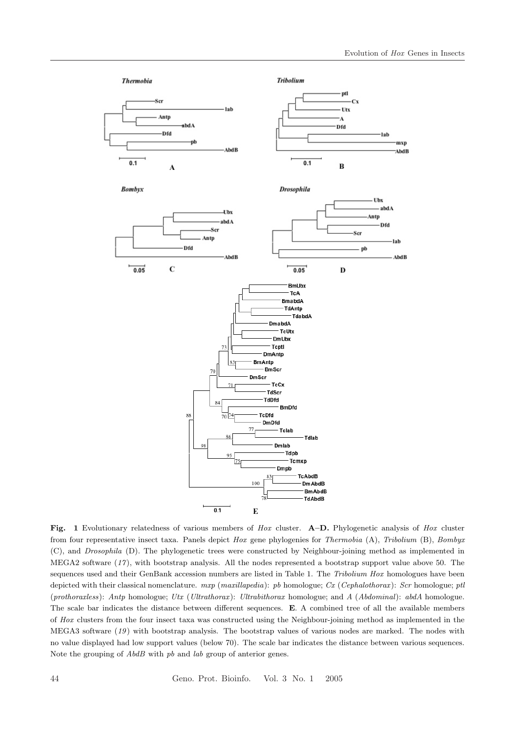**Fig. 1** Evolutionary relatedness of various members of *Hox* cluster. **A–D.** Phylogenetic analysis of *Hox* cluster from four representative insect taxa. Panels depict *Hox* gene phylogenies for *Thermobia* (A), *Tribolium* (B), *Bombyx* (C), and *Drosophila* (D). The phylogenetic trees were constructed by Neighbour-joining method as implemented in MEGA2 software (*17*), with bootstrap analysis. All the nodes represented a bootstrap support value above 50. The sequences used and their GenBank accession numbers are listed in Table 1. The *Tribolium Hox* homologues have been depicted with their classical nomenclature. *mxp* (*maxillapedia*): *pb* homologue; *Cx* (*Cephalothorax*): *Scr* homologue; *ptl* (*prothoraxless*): *Antp* homologue; *Utx* (*Ultrathorax*): *Ultrabithorax* homologue; and *A* (*Abdominal*): *abdA* homologue. The scale bar indicates the distance between different sequences. **E**. A combined tree of all the available members of *Hox* clusters from the four insect taxa was constructed using the Neighbour-joining method as implemented in the MEGA3 software (*19*) with bootstrap analysis. The bootstrap values of various nodes are marked. The nodes with no value displayed had low support values (below 70). The scale bar indicates the distance between various sequences. Note the grouping of *AbdB* with *pb* and *lab* group of anterior genes.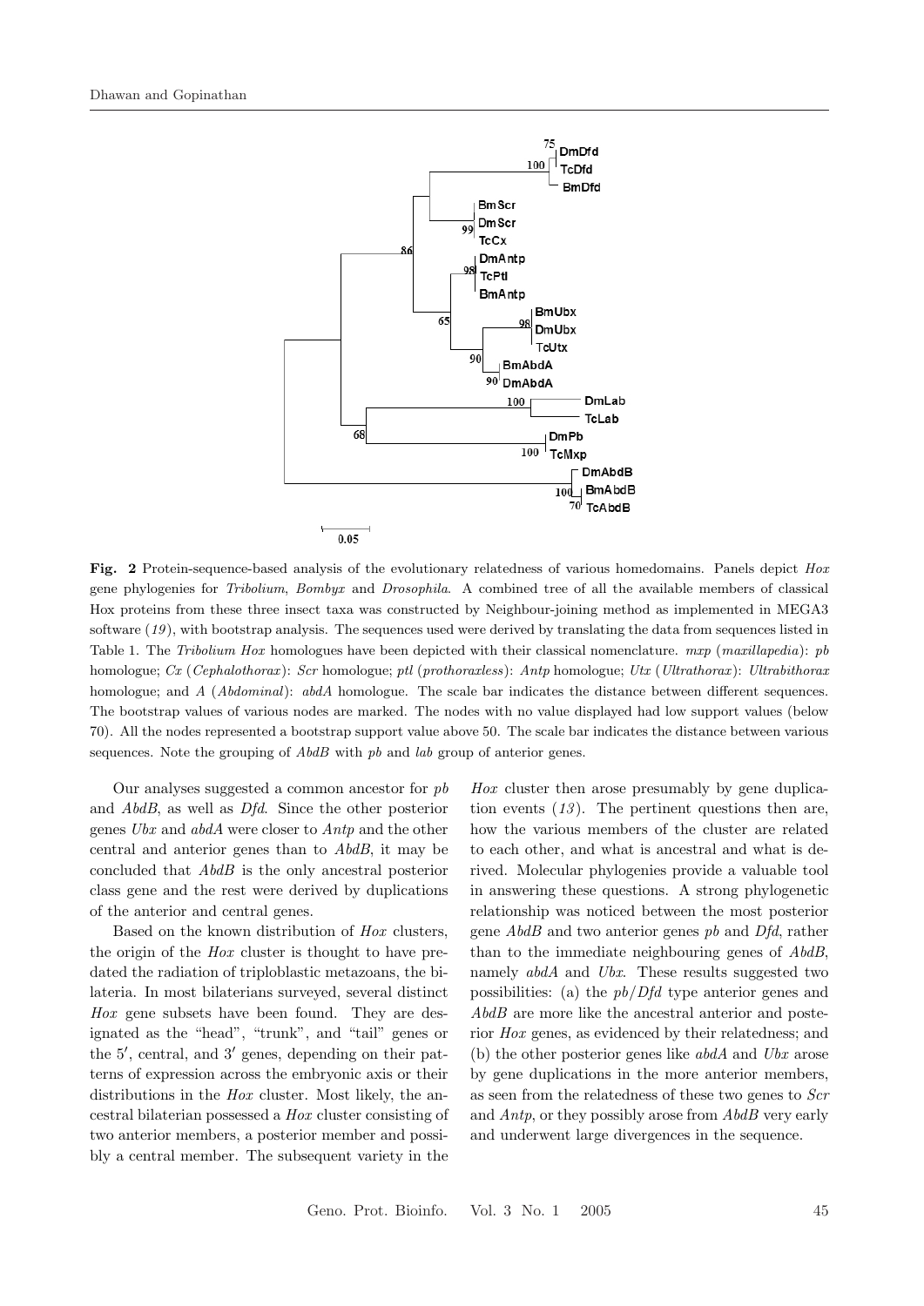**Fig. 2** Protein-sequence-based analysis of the evolutionary relatedness of various homedomains. Panels depict *Hox* gene phylogenies for *Tribolium*, *Bombyx* and *Drosophila*. A combined tree of all the available members of classical Hox proteins from these three insect taxa was constructed by Neighbour-joining method as implemented in MEGA3 software (*19*), with bootstrap analysis. The sequences used were derived by translating the data from sequences listed in Table 1. The *Tribolium Hox* homologues have been depicted with their classical nomenclature. *mxp* (*maxillapedia*): *pb* homologue; *Cx* (*Cephalothorax*): *Scr* homologue; *ptl* (*prothoraxless*): *Antp* homologue; *Utx* (*Ultrathorax*): *Ultrabithorax* homologue; and *A* (*Abdominal*): *abdA* homologue. The scale bar indicates the distance between different sequences. The bootstrap values of various nodes are marked. The nodes with no value displayed had low support values (below 70). All the nodes represented a bootstrap support value above 50. The scale bar indicates the distance between various sequences. Note the grouping of *AbdB* with *pb* and *lab* group of anterior genes.

Our analyses suggested a common ancestor for *pb* and *AbdB*, as well as *Dfd*. Since the other posterior genes *Ubx* and *abdA* were closer to *Antp* and the other central and anterior genes than to *AbdB*, it may be concluded that *AbdB* is the only ancestral posterior class gene and the rest were derived by duplications of the anterior and central genes.

Based on the known distribution of *Hox* clusters, the origin of the *Hox* cluster is thought to have predated the radiation of triploblastic metazoans, the bilateria. In most bilaterians surveyed, several distinct *Hox* gene subsets have been found. They are designated as the "head", "trunk", and "tail" genes or the 5′, central, and 3′ genes, depending on their patterns of expression across the embryonic axis or their distributions in the *Hox* cluster. Most likely, the ancestral bilaterian possessed a *Hox* cluster consisting of two anterior members, a posterior member and possibly a central member. The subsequent variety in the *Hox* cluster then arose presumably by gene duplication events (*13*). The pertinent questions then are, how the various members of the cluster are related to each other, and what is ancestral and what is derived. Molecular phylogenies provide a valuable tool in answering these questions. A strong phylogenetic relationship was noticed between the most posterior gene *AbdB* and two anterior genes *pb* and *Dfd*, rather than to the immediate neighbouring genes of *AbdB*, namely *abdA* and *Ubx*. These results suggested two possibilities: (a) the *pb*/*Dfd* type anterior genes and *AbdB* are more like the ancestral anterior and posterior *Hox* genes, as evidenced by their relatedness; and (b) the other posterior genes like *abdA* and *Ubx* arose by gene duplications in the more anterior members, as seen from the relatedness of these two genes to *Scr* and *Antp*, or they possibly arose from *AbdB* very early and underwent large divergences in the sequence.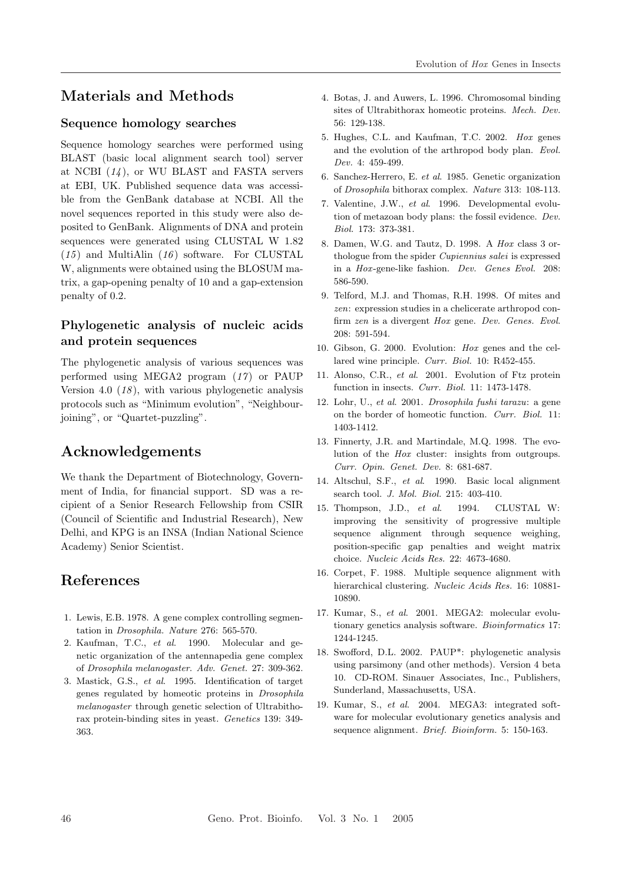## Materials and Methods

### Sequence homology searches

Sequence homology searches were performed using BLAST (basic local alignment search tool) server at NCBI (*14*), or WU BLAST and FASTA servers at EBI, UK. Published sequence data was accessible from the GenBank database at NCBI. All the novel sequences reported in this study were also deposited to GenBank. Alignments of DNA and protein sequences were generated using CLUSTAL W 1.82 (*15*) and MultiAlin (*16*) software. For CLUSTAL W, alignments were obtained using the BLOSUM matrix, a gap-opening penalty of 10 and a gap-extension penalty of 0.2.

### Phylogenetic analysis of nucleic acids and protein sequences

The phylogenetic analysis of various sequences was performed using MEGA2 program (*17*) or PAUP Version 4.0 (*18*), with various phylogenetic analysis protocols such as "Minimum evolution", "Neighbour-joining", or "Quartet-puzzling".

## Acknowledgements

We thank the Department of Biotechnology, Government of India, for financial support. SD was a recipient of a Senior Research Fellowship from CSIR (Council of Scientific and Industrial Research), New Delhi, and KPG is an INSA (Indian National Science Academy) Senior Scientist.

## References

1. Lewis, E.B. 1978. A gene complex controlling segmentation in *Drosophila*. *Nature* 276: 565-570.
2. Kaufman, T.C., *et al.* 1990. Molecular and genetic organization of the antennapedia gene complex of *Drosophila melanogaster*. *Adv. Genet.* 27: 309-362.
3. Mastick, G.S., *et al.* 1995. Identification of target genes regulated by homeotic proteins in *Drosophila melanogaster* through genetic selection of Ultrabithorax protein-binding sites in yeast. *Genetics* 139: 349-363.
4. Botas, J. and Auwers, L. 1996. Chromosomal binding sites of Ultrabithorax homeotic proteins. *Mech. Dev.* 56: 129-138.
5. Hughes, C.L. and Kaufman, T.C. 2002. *Hox* genes and the evolution of the arthropod body plan. *Evol. Dev.* 4: 459-499.
6. Sanchez-Herrero, E. *et al.* 1985. Genetic organization of *Drosophila* bithorax complex. *Nature* 313: 108-113.
7. Valentine, J.W., *et al.* 1996. Developmental evolution of metazoan body plans: the fossil evidence. *Dev. Biol.* 173: 373-381.
8. Damen, W.G. and Tautz, D. 1998. A *Hox* class 3 orthologue from the spider *Cupiennius salei* is expressed in a *Hox*-gene-like fashion. *Dev. Genes Evol.* 208: 586-590.
9. Telford, M.J. and Thomas, R.H. 1998. Of mites and *zen*: expression studies in a chelicerate arthropod confirm *zen* is a divergent *Hox* gene. *Dev. Genes. Evol.* 208: 591-594.
10. Gibson, G. 2000. Evolution: *Hox* genes and the cellared wine principle. *Curr. Biol.* 10: R452-455.
11. Alonso, C.R., *et al.* 2001. Evolution of Ftz protein function in insects. *Curr. Biol.* 11: 1473-1478.
12. Lohr, U., *et al.* 2001. *Drosophila fushi tarazu*: a gene on the border of homeotic function. *Curr. Biol.* 11: 1403-1412.
13. Finnerty, J.R. and Martindale, M.Q. 1998. The evolution of the *Hox* cluster: insights from outgroups. *Curr. Opin. Genet. Dev.* 8: 681-687.
14. Altschul, S.F., *et al.* 1990. Basic local alignment search tool. *J. Mol. Biol.* 215: 403-410.
15. Thompson, J.D., *et al.* 1994. CLUSTAL W: improving the sensitivity of progressive multiple sequence alignment through sequence weighing, position-specific gap penalties and weight matrix choice. *Nucleic Acids Res.* 22: 4673-4680.
16. Corpet, F. 1988. Multiple sequence alignment with hierarchical clustering. *Nucleic Acids Res.* 16: 10881-10890.
17. Kumar, S., *et al.* 2001. MEGA2: molecular evolutionary genetics analysis software. *Bioinformatics* 17: 1244-1245.
18. Swofford, D.L. 2002. PAUP*: phylogenetic analysis using parsimony (and other methods). Version 4 beta 10. CD-ROM. Sinauer Associates, Inc., Publishers, Sunderland, Massachusetts, USA.
19. Kumar, S., *et al.* 2004. MEGA3: integrated software for molecular evolutionary genetics analysis and sequence alignment. *Brief. Bioinform.* 5: 150-163.